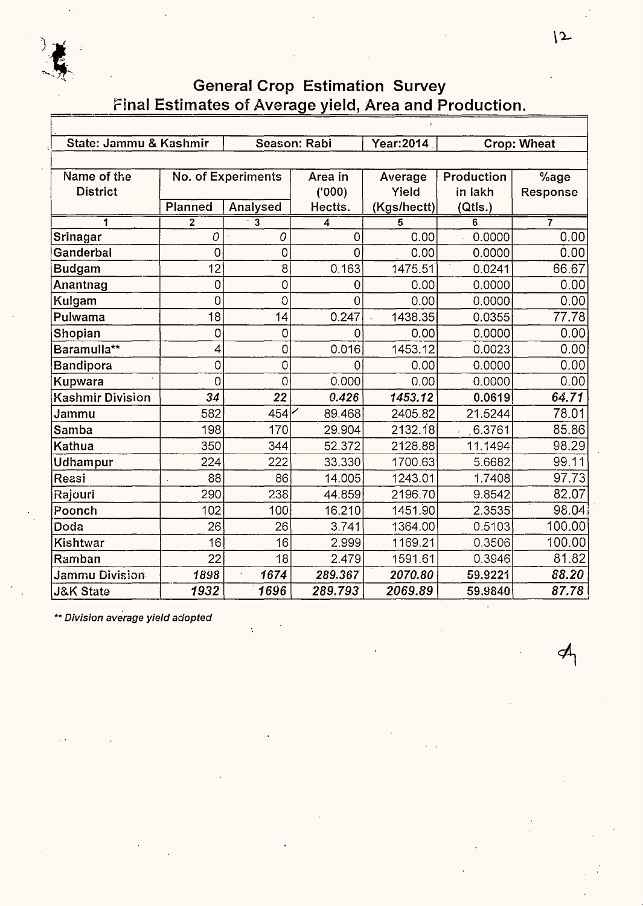# General Crop Estimation Survey
## Final Estimates of Average yield, Area and Production.

| State: Jammu & Kashmir | | Season: Rabi | | Year:2014 | Crop: Wheat | |
|---|---|---|---|---|---|---|
| Name of the District | No. of Experiments | | Area in ('000) Hectts. | Average Yield (Kgs/hectt) | Production in lakh (Qtls.) | %age Response |
| | Planned | Analysed | | | | |
| 1 | 2 | 3 | 4 | 5 | 6 | 7 |
| Srinagar | 0 | 0 | 0 | 0.00 | 0.0000 | 0.00 |
| Ganderbal | 0 | 0 | 0 | 0.00 | 0.0000 | 0.00 |
| Budgam | 12 | 8 | 0.163 | 1475.51 | 0.0241 | 66.67 |
| Anantnag | 0 | 0 | 0 | 0.00 | 0.0000 | 0.00 |
| Kulgam | 0 | 0 | 0 | 0.00 | 0.0000 | 0.00 |
| Pulwama | 18 | 14 | 0.247 | 1438.35 | 0.0355 | 77.78 |
| Shopian | 0 | 0 | 0 | 0.00 | 0.0000 | 0.00 |
| Baramulla** | 4 | 0 | 0.016 | 1453.12 | 0.0023 | 0.00 |
| Bandipora | 0 | 0 | 0 | 0.00 | 0.0000 | 0.00 |
| Kupwara | 0 | 0 | 0.000 | 0.00 | 0.0000 | 0.00 |
| **Kashmir Division** | ***34*** | ***22*** | ***0.426*** | ***1453.12*** | **0.0619** | ***64.71*** |
| Jammu | 582 | 454 | 89.468 | 2405.82 | 21.5244 | 78.01 |
| Samba | 198 | 170 | 29.904 | 2132.18 | 6.3761 | 85.86 |
| Kathua | 350 | 344 | 52.372 | 2128.88 | 11.1494 | 98.29 |
| Udhampur | 224 | 222 | 33.330 | 1700.63 | 5.6682 | 99.11 |
| Reasi | 88 | 86 | 14.005 | 1243.01 | 1.7408 | 97.73 |
| Rajouri | 290 | 238 | 44.859 | 2196.70 | 9.8542 | 82.07 |
| Poonch | 102 | 100 | 16.210 | 1451.90 | 2.3535 | 98.04 |
| Doda | 26 | 26 | 3.741 | 1364.00 | 0.5103 | 100.00 |
| Kishtwar | 16 | 16 | 2.999 | 1169.21 | 0.3506 | 100.00 |
| Ramban | 22 | 18 | 2.479 | 1591.61 | 0.3946 | 81.82 |
| **Jammu Division** | ***1898*** | ***1674*** | ***289.367*** | ***2070.80*** | **59.9221** | ***88.20*** |
| **J&K State** | ***1932*** | ***1696*** | ***289.793*** | ***2069.89*** | **59.9840** | ***87.78*** |

*** Division average yield adopted*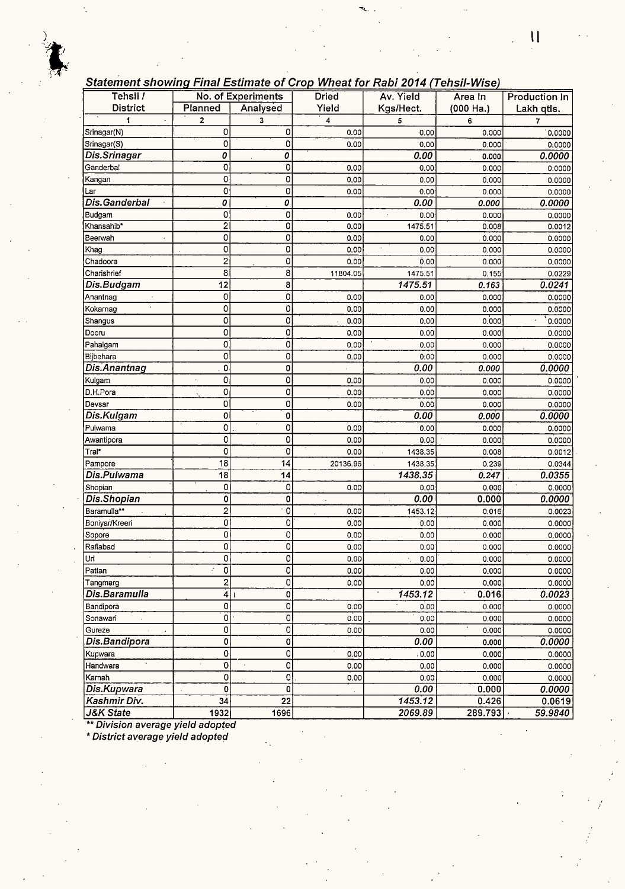## *Statement showing Final Estimate of Crop Wheat for Rabi 2014 (Tehsil-Wise)*

| Tehsil / District | No. of Experiments | | Dried Yield | Av. Yield Kgs/Hect. | Area In (000 Ha.) | Production In Lakh qtls. |
|---|---|---|---|---|---|---|
| | Planned | Analysed | | | | |
| 1 | 2 | 3 | 4 | 5 | 6 | 7 |
| Srinagar(N) | 0 | 0 | 0.00 | 0.00 | 0.000 | 0.0000 |
| Srinagar(S) | 0 | 0 | 0.00 | 0.00 | 0.000 | 0.0000 |
| ***Dis.Srinagar*** | ***0*** | ***0*** | | ***0.00*** | 0.000 | ***0.0000*** |
| Ganderbal | 0 | 0 | 0.00 | 0.00 | 0.000 | 0.0000 |
| Kangan | 0 | 0 | 0.00 | 0.00 | 0.000 | 0.0000 |
| Lar | 0 | 0 | 0.00 | 0.00 | 0.000 | 0.0000 |
| ***Dis.Ganderbal*** | ***0*** | ***0*** | | ***0.00*** | ***0.000*** | ***0.0000*** |
| Budgam | 0 | 0 | 0.00 | 0.00 | 0.000 | 0.0000 |
| Khansahib* | 2 | 0 | 0.00 | 1475.51 | 0.008 | 0.0012 |
| Beerwah | 0 | 0 | 0.00 | 0.00 | 0.000 | 0.0000 |
| Khag | 0 | 0 | 0.00 | 0.00 | 0.000 | 0.0000 |
| Chadoora | 2 | 0 | 0.00 | 0.00 | 0.000 | 0.0000 |
| Charishrief | 8 | 8 | 11804.05 | 1475.51 | 0.155 | 0.0229 |
| ***Dis.Budgam*** | 12 | 8 | | ***1475.51*** | ***0.163*** | ***0.0241*** |
| Anantnag | 0 | 0 | 0.00 | 0.00 | 0.000 | 0.0000 |
| Kokarnag | 0 | 0 | 0.00 | 0.00 | 0.000 | 0.0000 |
| Shangus | 0 | 0 | 0.00 | 0.00 | 0.000 | 0.0000 |
| Dooru | 0 | 0 | 0.00 | 0.00 | 0.000 | 0.0000 |
| Pahalgam | 0 | 0 | 0.00 | 0.00 | 0.000 | 0.0000 |
| Bijbehara | 0 | 0 | 0.00 | 0.00 | 0.000 | 0.0000 |
| ***Dis.Anantnag*** | 0 | 0 | | ***0.00*** | ***0.000*** | ***0.0000*** |
| Kulgam | 0 | 0 | 0.00 | 0.00 | 0.000 | 0.0000 |
| D.H.Pora | 0 | 0 | 0.00 | 0.00 | 0.000 | 0.0000 |
| Devsar | 0 | 0 | 0.00 | 0.00 | 0.000 | 0.0000 |
| ***Dis.Kulgam*** | 0 | 0 | | ***0.00*** | ***0.000*** | ***0.0000*** |
| Pulwama | 0 | 0 | 0.00 | 0.00 | 0.000 | 0.0000 |
| Awantipora | 0 | 0 | 0.00 | 0.00 | 0.000 | 0.0000 |
| Tral* | 0 | 0 | 0.00 | 1438.35 | 0.008 | 0.0012 |
| Pampore | 18 | 14 | 20136.96 | 1438.35 | 0.239 | 0.0344 |
| ***Dis.Pulwama*** | 18 | 14 | | ***1438.35*** | ***0.247*** | ***0.0355*** |
| Shopian | 0 | 0 | 0.00 | 0.00 | 0.000 | 0.0000 |
| ***Dis.Shopian*** | 0 | 0 | | ***0.00*** | 0.000 | ***0.0000*** |
| Baramulla** | 2 | 0 | 0.00 | 1453.12 | 0.016 | 0.0023 |
| Boniyar/Kreeri | 0 | 0 | 0.00 | 0.00 | 0.000 | 0.0000 |
| Sopore | 0 | 0 | 0.00 | 0.00 | 0.000 | 0.0000 |
| Rafiabad | 0 | 0 | 0.00 | 0.00 | 0.000 | 0.0000 |
| Uri | 0 | 0 | 0.00 | 0.00 | 0.000 | 0.0000 |
| Pattan | 0 | 0 | 0.00 | 0.00 | 0.000 | 0.0000 |
| Tangmarg | 2 | 0 | 0.00 | 0.00 | 0.000 | 0.0000 |
| ***Dis.Baramulla*** | 4 | 0 | | ***1453.12*** | 0.016 | ***0.0023*** |
| Bandipora | 0 | 0 | 0.00 | 0.00 | 0.000 | 0.0000 |
| Sonawari | 0 | 0 | 0.00 | 0.00 | 0.000 | 0.0000 |
| Gureze | 0 | 0 | 0.00 | 0.00 | 0.000 | 0.0000 |
| ***Dis.Bandipora*** | 0 | 0 | | ***0.00*** | 0.000 | ***0.0000*** |
| Kupwara | 0 | 0 | 0.00 | 0.00 | 0.000 | 0.0000 |
| Handwara | 0 | 0 | 0.00 | 0.00 | 0.000 | 0.0000 |
| Karnah | 0 | 0 | 0.00 | 0.00 | 0.000 | 0.0000 |
| ***Dis.Kupwara*** | 0 | 0 | | ***0.00*** | 0.000 | ***0.0000*** |
| ***Kashmir Div.*** | 34 | 22 | | ***1453.12*** | 0.426 | 0.0619 |
| ***J&K State*** | 1932 | 1696 | | ***2069.89*** | 289.793 | ***59.9840*** |

*** Division average yield adopted*

** District average yield adopted*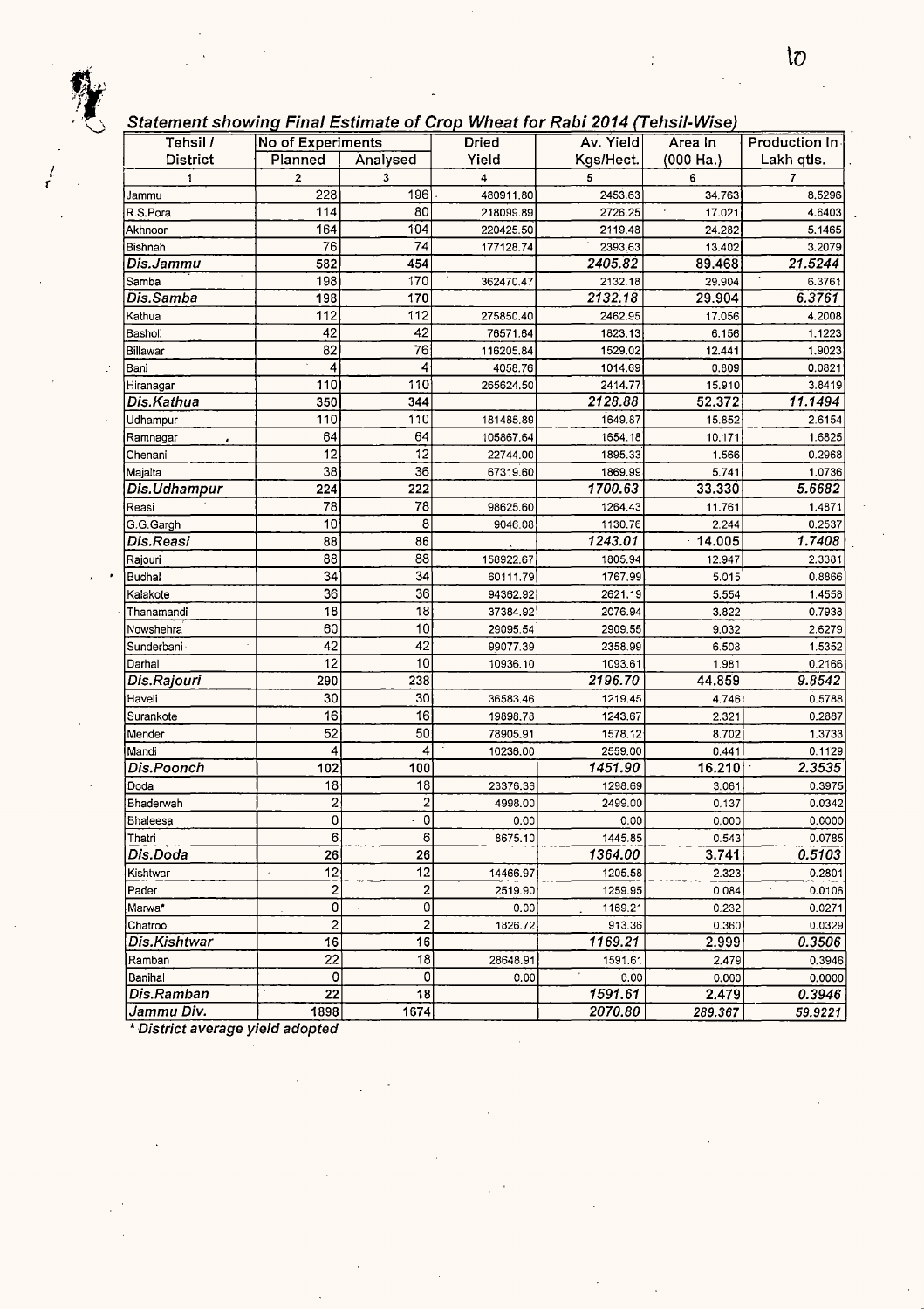## *Statement showing Final Estimate of Crop Wheat for Rabi 2014 (Tehsil-Wise)*

| Tehsil / District | No of Experiments | | Dried Yield | Av. Yield Kgs/Hect. | Area In (000 Ha.) | Production In Lakh qtls. |
|---|---|---|---|---|---|---|
| | Planned | Analysed | | | | |
| 1 | 2 | 3 | 4 | 5 | 6 | 7 |
| Jammu | 228 | 196 | 480911.80 | 2453.63 | 34.763 | 8.5296 |
| R.S.Pora | 114 | 80 | 218099.89 | 2726.25 | 17.021 | 4.6403 |
| Akhnoor | 164 | 104 | 220425.50 | 2119.48 | 24.282 | 5.1465 |
| Bishnah | 76 | 74 | 177128.74 | 2393.63 | 13.402 | 3.2079 |
| ***Dis.Jammu*** | **582** | **454** | | ***2405.82*** | **89.468** | ***21.5244*** |
| Samba | 198 | 170 | 362470.47 | 2132.18 | 29.904 | 6.3761 |
| ***Dis.Samba*** | **198** | **170** | | ***2132.18*** | **29.904** | ***6.3761*** |
| Kathua | 112 | 112 | 275850.40 | 2462.95 | 17.056 | 4.2008 |
| Basholi | 42 | 42 | 76571.64 | 1823.13 | 6.156 | 1.1223 |
| Billawar | 82 | 76 | 116205.84 | 1529.02 | 12.441 | 1.9023 |
| Bani | 4 | 4 | 4058.76 | 1014.69 | 0.809 | 0.0821 |
| Hiranagar | 110 | 110 | 265624.50 | 2414.77 | 15.910 | 3.8419 |
| ***Dis.Kathua*** | **350** | **344** | | ***2128.88*** | **52.372** | ***11.1494*** |
| Udhampur | 110 | 110 | 181485.89 | 1649.87 | 15.852 | 2.6154 |
| Ramnagar | 64 | 64 | 105867.64 | 1654.18 | 10.171 | 1.6825 |
| Chenani | 12 | 12 | 22744.00 | 1895.33 | 1.566 | 0.2968 |
| Majalta | 38 | 36 | 67319.60 | 1869.99 | 5.741 | 1.0736 |
| ***Dis.Udhampur*** | **224** | **222** | | ***1700.63*** | **33.330** | ***5.6682*** |
| Reasi | 78 | 78 | 98625.60 | 1264.43 | 11.761 | 1.4871 |
| G.G.Gargh | 10 | 8 | 9046.08 | 1130.76 | 2.244 | 0.2537 |
| ***Dis.Reasi*** | **88** | **86** | | ***1243.01*** | **14.005** | ***1.7408*** |
| Rajouri | 88 | 88 | 158922.67 | 1805.94 | 12.947 | 2.3381 |
| Budhal | 34 | 34 | 60111.79 | 1767.99 | 5.015 | 0.8866 |
| Kalakote | 36 | 36 | 94362.92 | 2621.19 | 5.554 | 1.4558 |
| Thanamandi | 18 | 18 | 37384.92 | 2076.94 | 3.822 | 0.7938 |
| Nowshehra | 60 | 10 | 29095.54 | 2909.55 | 9.032 | 2.6279 |
| Sunderbani | 42 | 42 | 99077.39 | 2358.99 | 6.508 | 1.5352 |
| Darhal | 12 | 10 | 10936.10 | 1093.61 | 1.981 | 0.2166 |
| ***Dis.Rajouri*** | **290** | **238** | | ***2196.70*** | **44.859** | ***9.8542*** |
| Haveli | 30 | 30 | 36583.46 | 1219.45 | 4.746 | 0.5788 |
| Surankote | 16 | 16 | 19898.78 | 1243.67 | 2.321 | 0.2887 |
| Mender | 52 | 50 | 78905.91 | 1578.12 | 8.702 | 1.3733 |
| Mandi | 4 | 4 | 10236.00 | 2559.00 | 0.441 | 0.1129 |
| ***Dis.Poonch*** | **102** | **100** | | ***1451.90*** | **16.210** | ***2.3535*** |
| Doda | 18 | 18 | 23376.36 | 1298.69 | 3.061 | 0.3975 |
| Bhaderwah | 2 | 2 | 4998.00 | 2499.00 | 0.137 | 0.0342 |
| Bhaleesa | 0 | 0 | 0.00 | 0.00 | 0.000 | 0.0000 |
| Thatri | 6 | 6 | 8675.10 | 1445.85 | 0.543 | 0.0785 |
| ***Dis.Doda*** | **26** | **26** | | ***1364.00*** | **3.741** | ***0.5103*** |
| Kishtwar | 12 | 12 | 14466.97 | 1205.58 | 2.323 | 0.2801 |
| Pader | 2 | 2 | 2519.90 | 1259.95 | 0.084 | 0.0106 |
| Marwa* | 0 | 0 | 0.00 | 1169.21 | 0.232 | 0.0271 |
| Chatroo | 2 | 2 | 1826.72 | 913.36 | 0.360 | 0.0329 |
| ***Dis.Kishtwar*** | **16** | **16** | | ***1169.21*** | **2.999** | ***0.3506*** |
| Ramban | 22 | 18 | 28648.91 | 1591.61 | 2.479 | 0.3946 |
| Banihal | 0 | 0 | 0.00 | 0.00 | 0.000 | 0.0000 |
| ***Dis.Ramban*** | **22** | **18** | | ***1591.61*** | **2.479** | ***0.3946*** |
| ***Jammu Div.*** | **1898** | **1674** | | ***2070.80*** | ***289.367*** | ***59.9221*** |

***** District average yield adopted*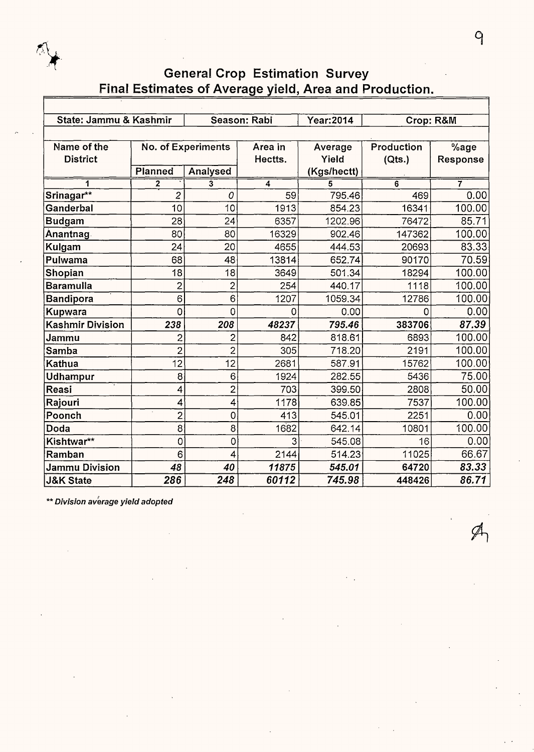## General Crop Estimation Survey
## Final Estimates of Average yield, Area and Production.

| State: Jammu & Kashmir | | Season: Rabi | | Year:2014 | Crop: R&M | |
|---|---|---|---|---|---|---|
| **Name of the District** | **No. of Experiments** | | **Area in Hectts.** | **Average Yield (Kgs/hectt)** | **Production (Qts.)** | **%age Response** |
| | **Planned** | **Analysed** | | | | |
| 1 | 2 | 3 | 4 | 5 | 6 | 7 |
| **Srinagar**** | 2 | 0 | 59 | 795.46 | 469 | 0.00 |
| **Ganderbal** | 10 | 10 | 1913 | 854.23 | 16341 | 100.00 |
| **Budgam** | 28 | 24 | 6357 | 1202.96 | 76472 | 85.71 |
| **Anantnag** | 80 | 80 | 16329 | 902.46 | 147362 | 100.00 |
| **Kulgam** | 24 | 20 | 4655 | 444.53 | 20693 | 83.33 |
| **Pulwama** | 68 | 48 | 13814 | 652.74 | 90170 | 70.59 |
| **Shopian** | 18 | 18 | 3649 | 501.34 | 18294 | 100.00 |
| **Baramulla** | 2 | 2 | 254 | 440.17 | 1118 | 100.00 |
| **Bandipora** | 6 | 6 | 1207 | 1059.34 | 12786 | 100.00 |
| **Kupwara** | 0 | 0 | 0 | 0.00 | 0 | 0.00 |
| **Kashmir Division** | ***238*** | ***208*** | ***48237*** | ***795.46*** | **383706** | ***87.39*** |
| **Jammu** | 2 | 2 | 842 | 818.61 | 6893 | 100.00 |
| **Samba** | 2 | 2 | 305 | 718.20 | 2191 | 100.00 |
| **Kathua** | 12 | 12 | 2681 | 587.91 | 15762 | 100.00 |
| **Udhampur** | 8 | 6 | 1924 | 282.55 | 5436 | 75.00 |
| **Reasi** | 4 | 2 | 703 | 399.50 | 2808 | 50.00 |
| **Rajouri** | 4 | 4 | 1178 | 639.85 | 7537 | 100.00 |
| **Poonch** | 2 | 0 | 413 | 545.01 | 2251 | 0.00 |
| **Doda** | 8 | 8 | 1682 | 642.14 | 10801 | 100.00 |
| **Kishtwar**** | 0 | 0 | 3 | 545.08 | 16 | 0.00 |
| **Ramban** | 6 | 4 | 2144 | 514.23 | 11025 | 66.67 |
| **Jammu Division** | ***48*** | ***40*** | ***11875*** | ***545.01*** | **64720** | ***83.33*** |
| **J&K State** | ***286*** | ***248*** | ***60112*** | ***745.98*** | **448426** | ***86.71*** |

*** Division average yield adopted*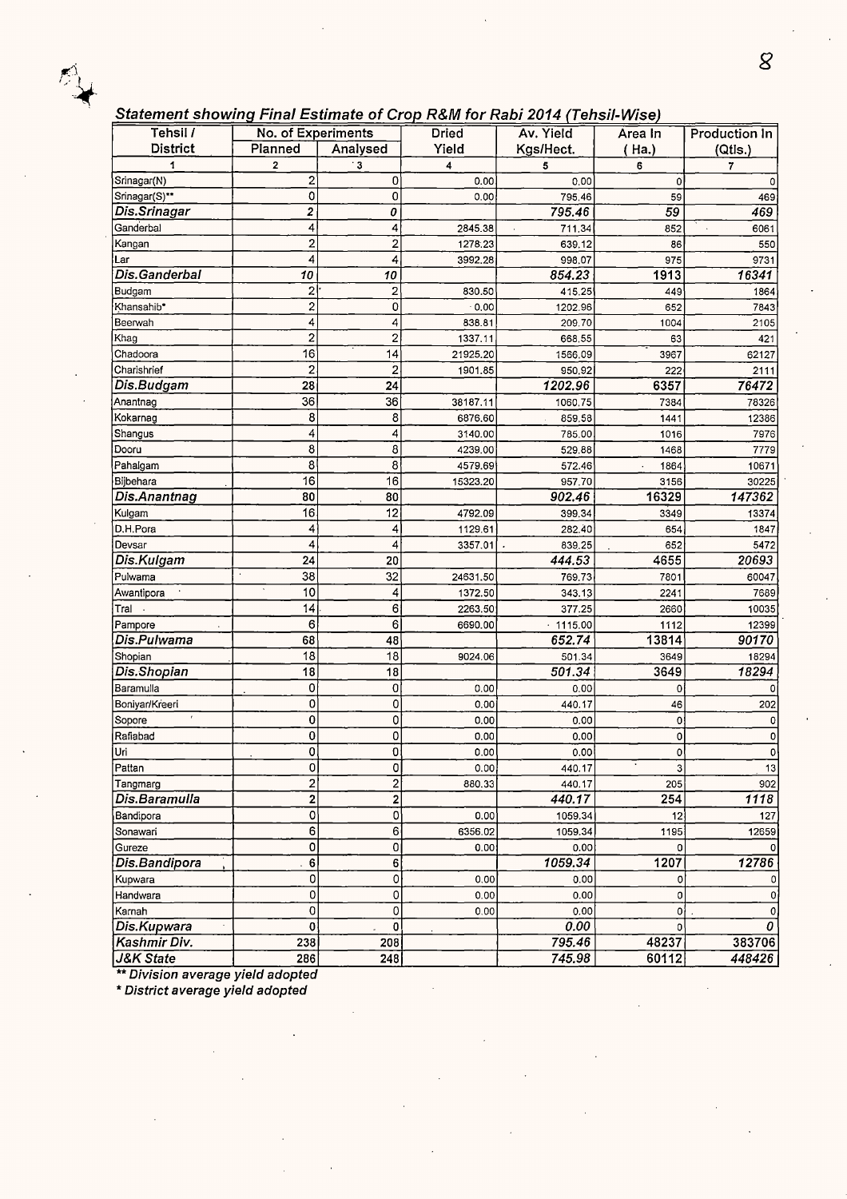## *Statement showing Final Estimate of Crop R&M for Rabi 2014 (Tehsil-Wise)*

| Tehsil / District | No. of Experiments | | Dried Yield | Av. Yield Kgs/Hect. | Area In ( Ha.) | Production In (Qtls.) |
|---|---|---|---|---|---|---|
| | Planned | Analysed | | | | |
| 1 | 2 | 3 | 4 | 5 | 6 | 7 |
| Srinagar(N) | 2 | 0 | 0.00 | 0.00 | 0 | 0 |
| Srinagar(S)** | 0 | 0 | 0.00 | 795.46 | 59 | 469 |
| ***Dis.Srinagar*** | ***2*** | ***0*** | | ***795.46*** | ***59*** | ***469*** |
| Ganderbal | 4 | 4 | 2845.38 | 711.34 | 852 | 6061 |
| Kangan | 2 | 2 | 1278.23 | 639.12 | 86 | 550 |
| Lar | 4 | 4 | 3992.28 | 998.07 | 975 | 9731 |
| ***Dis.Ganderbal*** | ***10*** | ***10*** | | ***854.23*** | ***1913*** | ***16341*** |
| Budgam | 2 | 2 | 830.50 | 415.25 | 449 | 1864 |
| Khansahib* | 2 | 0 | 0.00 | 1202.96 | 652 | 7843 |
| Beerwah | 4 | 4 | 838.81 | 209.70 | 1004 | 2105 |
| Khag | 2 | 2 | 1337.11 | 668.55 | 63 | 421 |
| Chadoora | 16 | 14 | 21925.20 | 1566.09 | 3967 | 62127 |
| Charishrief | 2 | 2 | 1901.85 | 950.92 | 222 | 2111 |
| ***Dis.Budgam*** | ***28*** | ***24*** | | ***1202.96*** | ***6357*** | ***76472*** |
| Anantnag | 36 | 36 | 38187.11 | 1060.75 | 7384 | 78326 |
| Kokarnag | 8 | 8 | 6876.60 | 859.58 | 1441 | 12386 |
| Shangus | 4 | 4 | 3140.00 | 785.00 | 1016 | 7976 |
| Dooru | 8 | 8 | 4239.00 | 529.88 | 1468 | 7779 |
| Pahalgam | 8 | 8 | 4579.69 | 572.46 | 1864 | 10671 |
| Bijbehara | 16 | 16 | 15323.20 | 957.70 | 3156 | 30225 |
| ***Dis.Anantnag*** | ***80*** | ***80*** | | ***902.46*** | ***16329*** | ***147362*** |
| Kulgam | 16 | 12 | 4792.09 | 399.34 | 3349 | 13374 |
| D.H.Pora | 4 | 4 | 1129.61 | 282.40 | 654 | 1847 |
| Devsar | 4 | 4 | 3357.01 | 839.25 | 652 | 5472 |
| ***Dis.Kulgam*** | ***24*** | ***20*** | | ***444.53*** | ***4655*** | ***20693*** |
| Pulwama | 38 | 32 | 24631.50 | 769.73 | 7801 | 60047 |
| Awantipora | 10 | 4 | 1372.50 | 343.13 | 2241 | 7689 |
| Tral | 14 | 6 | 2263.50 | 377.25 | 2660 | 10035 |
| Pampore | 6 | 6 | 6690.00 | 1115.00 | 1112 | 12399 |
| ***Dis.Pulwama*** | ***68*** | ***48*** | | ***652.74*** | ***13814*** | ***90170*** |
| Shopian | 18 | 18 | 9024.06 | 501.34 | 3649 | 18294 |
| ***Dis.Shopian*** | ***18*** | ***18*** | | ***501.34*** | ***3649*** | ***18294*** |
| Baramulla | 0 | 0 | 0.00 | 0.00 | 0 | 0 |
| Boniyar/Kreeri | 0 | 0 | 0.00 | 440.17 | 46 | 202 |
| Sopore | 0 | 0 | 0.00 | 0.00 | 0 | 0 |
| Rafiabad | 0 | 0 | 0.00 | 0.00 | 0 | 0 |
| Uri | 0 | 0 | 0.00 | 0.00 | 0 | 0 |
| Pattan | 0 | 0 | 0.00 | 440.17 | 3 | 13 |
| Tangmarg | 2 | 2 | 880.33 | 440.17 | 205 | 902 |
| ***Dis.Baramulla*** | ***2*** | ***2*** | | ***440.17*** | ***254*** | ***1118*** |
| Bandipora | 0 | 0 | 0.00 | 1059.34 | 12 | 127 |
| Sonawari | 6 | 6 | 6356.02 | 1059.34 | 1195 | 12659 |
| Gureze | 0 | 0 | 0.00 | 0.00 | 0 | 0 |
| ***Dis.Bandipora*** | ***6*** | ***6*** | | ***1059.34*** | ***1207*** | ***12786*** |
| Kupwara | 0 | 0 | 0.00 | 0.00 | 0 | 0 |
| Handwara | 0 | 0 | 0.00 | 0.00 | 0 | 0 |
| Karnah | 0 | 0 | 0.00 | 0.00 | 0 | 0 |
| ***Dis.Kupwara*** | ***0*** | ***0*** | | ***0.00*** | ***0*** | ***0*** |
| ***Kashmir Div.*** | ***238*** | ***208*** | | ***795.46*** | ***48237*** | ***383706*** |
| ***J&K State*** | ***286*** | ***248*** | | ***745.98*** | ***60112*** | ***448426*** |

*** Division average yield adopted*

** District average yield adopted*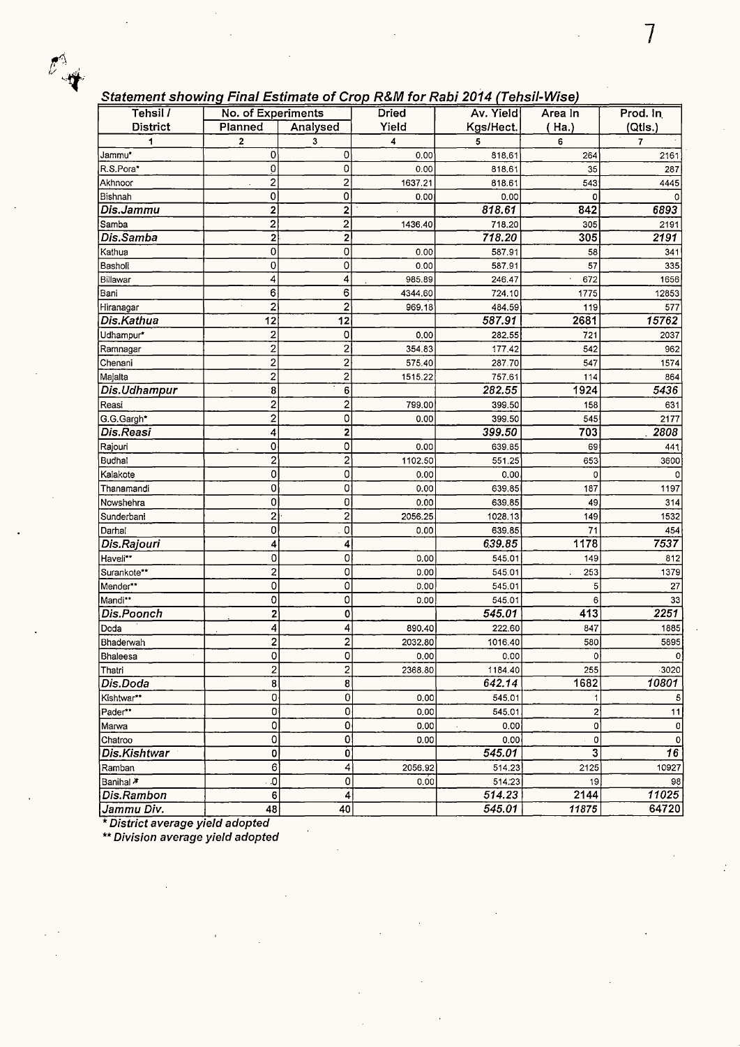## Statement showing Final Estimate of Crop R&M for Rabi 2014 (Tehsil-Wise)

| Tehsil / District | No. of Experiments | | Dried Yield | Av. Yield Kgs/Hect. | Area In ( Ha.) | Prod. In (Qtls.) |
|---|---|---|---|---|---|---|
| | Planned | Analysed | | | | |
| 1 | 2 | 3 | 4 | 5 | 6 | 7 |
| Jammu* | 0 | 0 | 0.00 | 818.61 | 264 | 2161 |
| R.S.Pora* | 0 | 0 | 0.00 | 818.61 | 35 | 287 |
| Akhnoor | 2 | 2 | 1637.21 | 818.61 | 543 | 4445 |
| Bishnah | 0 | 0 | 0.00 | 0.00 | 0 | 0 |
| ***Dis.Jammu*** | **2** | **2** | | ***818.61*** | **842** | ***6893*** |
| Samba | 2 | 2 | 1436.40 | 718.20 | 305 | 2191 |
| ***Dis.Samba*** | **2** | **2** | | ***718.20*** | **305** | ***2191*** |
| Kathua | 0 | 0 | 0.00 | 587.91 | 58 | 341 |
| Basholi | 0 | 0 | 0.00 | 587.91 | 57 | 335 |
| Billawar | 4 | 4 | 985.89 | 246.47 | 672 | 1656 |
| Bani | 6 | 6 | 4344.60 | 724.10 | 1775 | 12853 |
| Hiranagar | 2 | 2 | 969.18 | 484.59 | 119 | 577 |
| ***Dis.Kathua*** | **12** | **12** | | ***587.91*** | **2681** | ***15762*** |
| Udhampur* | 2 | 0 | 0.00 | 282.55 | 721 | 2037 |
| Ramnagar | 2 | 2 | 354.83 | 177.42 | 542 | 962 |
| Chenani | 2 | 2 | 575.40 | 287.70 | 547 | 1574 |
| Majalta | 2 | 2 | 1515.22 | 757.61 | 114 | 864 |
| ***Dis.Udhampur*** | **8** | **6** | | ***282.55*** | **1924** | ***5436*** |
| Reasi | 2 | 2 | 799.00 | 399.50 | 158 | 631 |
| G.G.Gargh* | 2 | 0 | 0.00 | 399.50 | 545 | 2177 |
| ***Dis.Reasi*** | **4** | **2** | | ***399.50*** | **703** | ***2808*** |
| Rajouri | 0 | 0 | 0.00 | 639.85 | 69 | 441 |
| Budhal | 2 | 2 | 1102.50 | 551.25 | 653 | 3600 |
| Kalakote | 0 | 0 | 0.00 | 0.00 | 0 | 0 |
| Thanamandi | 0 | 0 | 0.00 | 639.85 | 187 | 1197 |
| Nowshehra | 0 | 0 | 0.00 | 639.85 | 49 | 314 |
| Sunderbani | 2 | 2 | 2056.25 | 1028.13 | 149 | 1532 |
| Darhal | 0 | 0 | 0.00 | 639.85 | 71 | 454 |
| ***Dis.Rajouri*** | **4** | **4** | | ***639.85*** | **1178** | ***7537*** |
| Haveli** | 0 | 0 | 0.00 | 545.01 | 149 | 812 |
| Surankote** | 2 | 0 | 0.00 | 545.01 | 253 | 1379 |
| Mender** | 0 | 0 | 0.00 | 545.01 | 5 | 27 |
| Mandi** | 0 | 0 | 0.00 | 545.01 | 6 | 33 |
| ***Dis.Poonch*** | **2** | **0** | | ***545.01*** | **413** | ***2251*** |
| Doda | 4 | 4 | 890.40 | 222.60 | 847 | 1885 |
| Bhaderwah | 2 | 2 | 2032.80 | 1016.40 | 580 | 5895 |
| Bhaleesa | 0 | 0 | 0.00 | 0.00 | 0 | 0 |
| Thatri | 2 | 2 | 2368.80 | 1184.40 | 255 | 3020 |
| ***Dis.Doda*** | **8** | **8** | | ***642.14*** | **1682** | ***10801*** |
| Kishtwar** | 0 | 0 | 0.00 | 545.01 | 1 | 5 |
| Pader** | 0 | 0 | 0.00 | 545.01 | 2 | 11 |
| Marwa | 0 | 0 | 0.00 | 0.00 | 0 | 0 |
| Chatroo | 0 | 0 | 0.00 | 0.00 | 0 | 0 |
| ***Dis.Kishtwar*** | **0** | **0** | | ***545.01*** | **3** | ***16*** |
| Ramban | 6 | 4 | 2056.92 | 514.23 | 2125 | 10927 |
| Banihal * | 0 | 0 | 0.00 | 514.23 | 19 | 98 |
| ***Dis.Rambon*** | **6** | **4** | | ***514.23*** | **2144** | ***11025*** |
| ***Jammu Div.*** | **48** | **40** | | ***545.01*** | ***11875*** | **64720** |

*\* District average yield adopted*

*\*\* Division average yield adopted*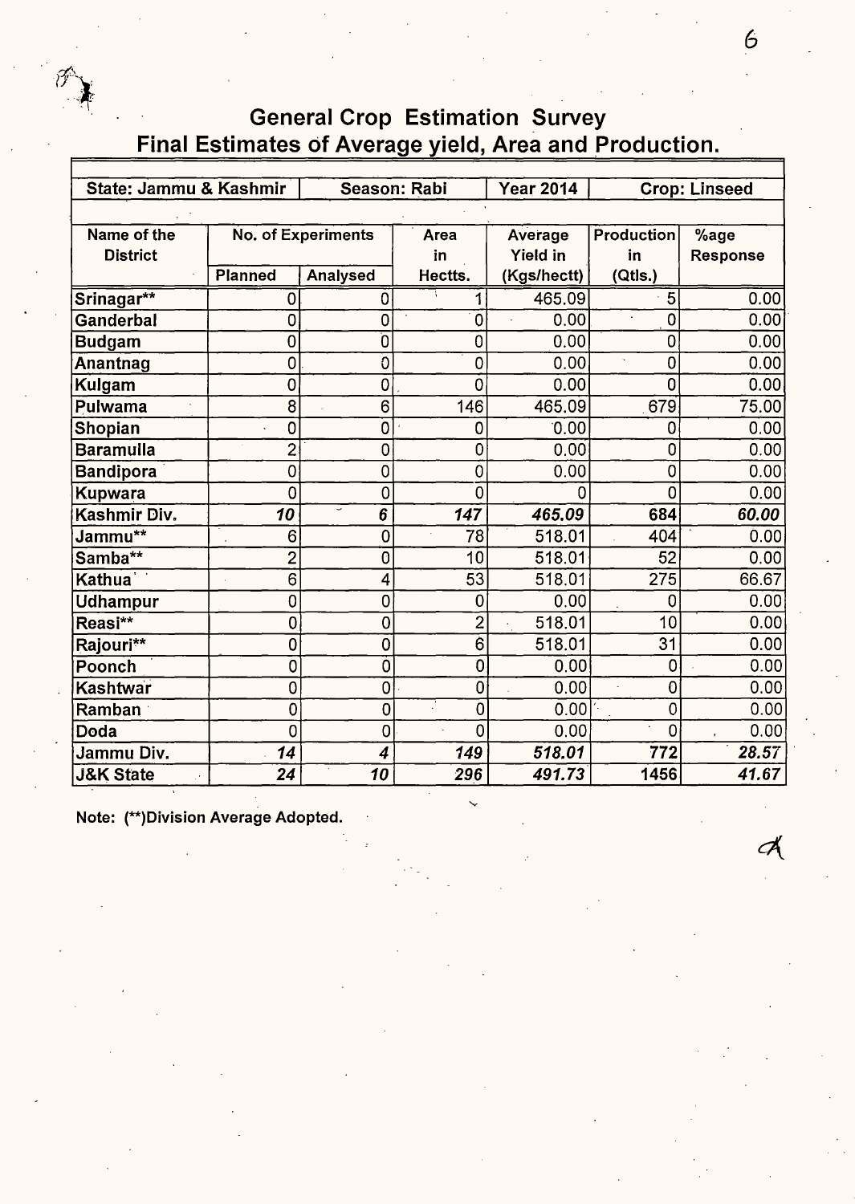# General Crop Estimation Survey
## Final Estimates of Average yield, Area and Production.

| State: Jammu & Kashmir | Season: Rabi | | Year 2014 | Crop: Linseed | | |
|---|---|---|---|---|---|---|
| **Name of the District** | **No. of Experiments** | | **Area in Hectts.** | **Average Yield in (Kgs/hectt)** | **Production in (Qtls.)** | **%age Response** |
| | **Planned** | **Analysed** | | | | |
| Srinagar** | 0 | 0 | 1 | 465.09 | 5 | 0.00 |
| Ganderbal | 0 | 0 | 0 | 0.00 | 0 | 0.00 |
| Budgam | 0 | 0 | 0 | 0.00 | 0 | 0.00 |
| Anantnag | 0 | 0 | 0 | 0.00 | 0 | 0.00 |
| Kulgam | 0 | 0 | 0 | 0.00 | 0 | 0.00 |
| Pulwama | 8 | 6 | 146 | 465.09 | 679 | 75.00 |
| Shopian | 0 | 0 | 0 | 0.00 | 0 | 0.00 |
| Baramulla | 2 | 0 | 0 | 0.00 | 0 | 0.00 |
| Bandipora | 0 | 0 | 0 | 0.00 | 0 | 0.00 |
| Kupwara | 0 | 0 | 0 | 0 | 0 | 0.00 |
| **Kashmir Div.** | ***10*** | ***6*** | ***147*** | ***465.09*** | **684** | ***60.00*** |
| Jammu** | 6 | 0 | 78 | 518.01 | 404 | 0.00 |
| Samba** | 2 | 0 | 10 | 518.01 | 52 | 0.00 |
| Kathua | 6 | 4 | 53 | 518.01 | 275 | 66.67 |
| Udhampur | 0 | 0 | 0 | 0.00 | 0 | 0.00 |
| Reasi** | 0 | 0 | 2 | 518.01 | 10 | 0.00 |
| Rajouri** | 0 | 0 | 6 | 518.01 | 31 | 0.00 |
| Poonch | 0 | 0 | 0 | 0.00 | 0 | 0.00 |
| Kashtwar | 0 | 0 | 0 | 0.00 | 0 | 0.00 |
| Ramban | 0 | 0 | 0 | 0.00 | 0 | 0.00 |
| Doda | 0 | 0 | 0 | 0.00 | 0 | 0.00 |
| **Jammu Div.** | ***14*** | ***4*** | ***149*** | ***518.01*** | **772** | ***28.57*** |
| **J&K State** | ***24*** | ***10*** | ***296*** | ***491.73*** | **1456** | ***41.67*** |

**Note: (**)Division Average Adopted.**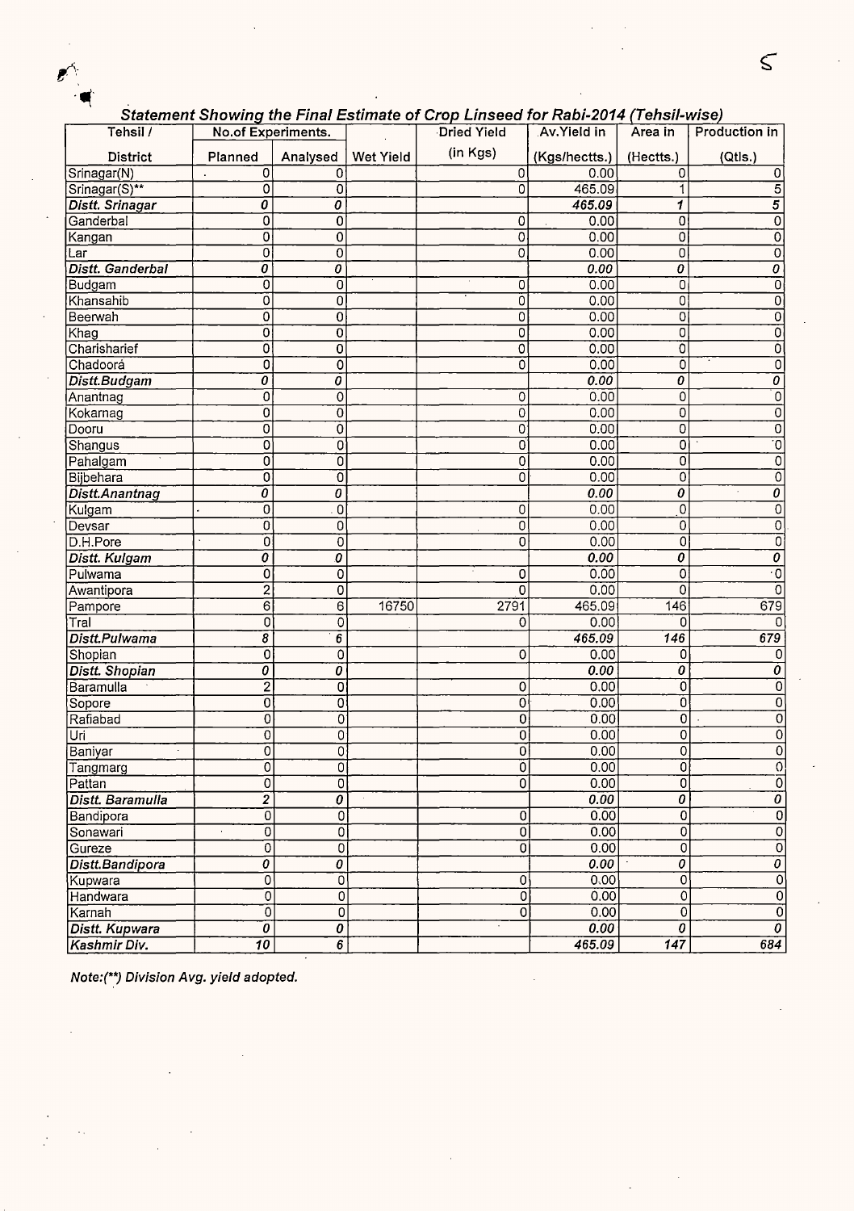***Statement Showing the Final Estimate of Crop Linseed for Rabi-2014 (Tehsil-wise)***

| Tehsil / | No.of Experiments. | | | Dried Yield | Av.Yield in | Area in | Production in |
|---|---|---|---|---|---|---|---|
| District | Planned | Analysed | Wet Yield | (in Kgs) | (Kgs/hectts.) | (Hectts.) | (Qtls.) |
| Srinagar(N) | 0 | 0 | | 0 | 0.00 | 0 | 0 |
| Srinagar(S)** | 0 | 0 | | 0 | 465.09 | 1 | 5 |
| ***Distt. Srinagar*** | ***0*** | ***0*** | | | ***465.09*** | ***1*** | ***5*** |
| Ganderbal | 0 | 0 | | 0 | 0.00 | 0 | 0 |
| Kangan | 0 | 0 | | 0 | 0.00 | 0 | 0 |
| Lar | 0 | 0 | | 0 | 0.00 | 0 | 0 |
| ***Distt. Ganderbal*** | ***0*** | ***0*** | | | ***0.00*** | ***0*** | ***0*** |
| Budgam | 0 | 0 | | 0 | 0.00 | 0 | 0 |
| Khansahib | 0 | 0 | | 0 | 0.00 | 0 | 0 |
| Beerwah | 0 | 0 | | 0 | 0.00 | 0 | 0 |
| Khag | 0 | 0 | | 0 | 0.00 | 0 | 0 |
| Charisharief | 0 | 0 | | 0 | 0.00 | 0 | 0 |
| Chadoora | 0 | 0 | | 0 | 0.00 | 0 | 0 |
| ***Distt.Budgam*** | ***0*** | ***0*** | | | ***0.00*** | ***0*** | ***0*** |
| Anantnag | 0 | 0 | | 0 | 0.00 | 0 | 0 |
| Kokarnag | 0 | 0 | | 0 | 0.00 | 0 | 0 |
| Dooru | 0 | 0 | | 0 | 0.00 | 0 | 0 |
| Shangus | 0 | 0 | | 0 | 0.00 | 0 | 0 |
| Pahalgam | 0 | 0 | | 0 | 0.00 | 0 | 0 |
| Bijbehara | 0 | 0 | | 0 | 0.00 | 0 | 0 |
| ***Distt.Anantnag*** | ***0*** | ***0*** | | | ***0.00*** | ***0*** | ***0*** |
| Kulgam | 0 | 0 | | 0 | 0.00 | 0 | 0 |
| Devsar | 0 | 0 | | 0 | 0.00 | 0 | 0 |
| D.H.Pore | 0 | 0 | | 0 | 0.00 | 0 | 0 |
| ***Distt. Kulgam*** | ***0*** | ***0*** | | | ***0.00*** | ***0*** | ***0*** |
| Pulwama | 0 | 0 | | 0 | 0.00 | 0 | 0 |
| Awantipora | 2 | 0 | | 0 | 0.00 | 0 | 0 |
| Pampore | 6 | 6 | 16750 | 2791 | 465.09 | 146 | 679 |
| Tral | 0 | 0 | | 0 | 0.00 | 0 | 0 |
| ***Distt.Pulwama*** | ***8*** | ***6*** | | | ***465.09*** | ***146*** | ***679*** |
| Shopian | 0 | 0 | | 0 | 0.00 | 0 | 0 |
| ***Distt. Shopian*** | ***0*** | ***0*** | | | ***0.00*** | ***0*** | ***0*** |
| Baramulla | 2 | 0 | | 0 | 0.00 | 0 | 0 |
| Sopore | 0 | 0 | | 0 | 0.00 | 0 | 0 |
| Rafiabad | 0 | 0 | | 0 | 0.00 | 0 | 0 |
| Uri | 0 | 0 | | 0 | 0.00 | 0 | 0 |
| Baniyar | 0 | 0 | | 0 | 0.00 | 0 | 0 |
| Tangmarg | 0 | 0 | | 0 | 0.00 | 0 | 0 |
| Pattan | 0 | 0 | | 0 | 0.00 | 0 | 0 |
| ***Distt. Baramulla*** | ***2*** | ***0*** | | | ***0.00*** | ***0*** | ***0*** |
| Bandipora | 0 | 0 | | 0 | 0.00 | 0 | 0 |
| Sonawari | 0 | 0 | | 0 | 0.00 | 0 | 0 |
| Gureze | 0 | 0 | | 0 | 0.00 | 0 | 0 |
| ***Distt.Bandipora*** | ***0*** | ***0*** | | | ***0.00*** | ***0*** | ***0*** |
| Kupwara | 0 | 0 | | 0 | 0.00 | 0 | 0 |
| Handwara | 0 | 0 | | 0 | 0.00 | 0 | 0 |
| Karnah | 0 | 0 | | 0 | 0.00 | 0 | 0 |
| ***Distt. Kupwara*** | ***0*** | ***0*** | | | ***0.00*** | ***0*** | ***0*** |
| ***Kashmir Div.*** | ***10*** | ***6*** | | | ***465.09*** | ***147*** | ***684*** |

***Note:(**) Division Avg. yield adopted.***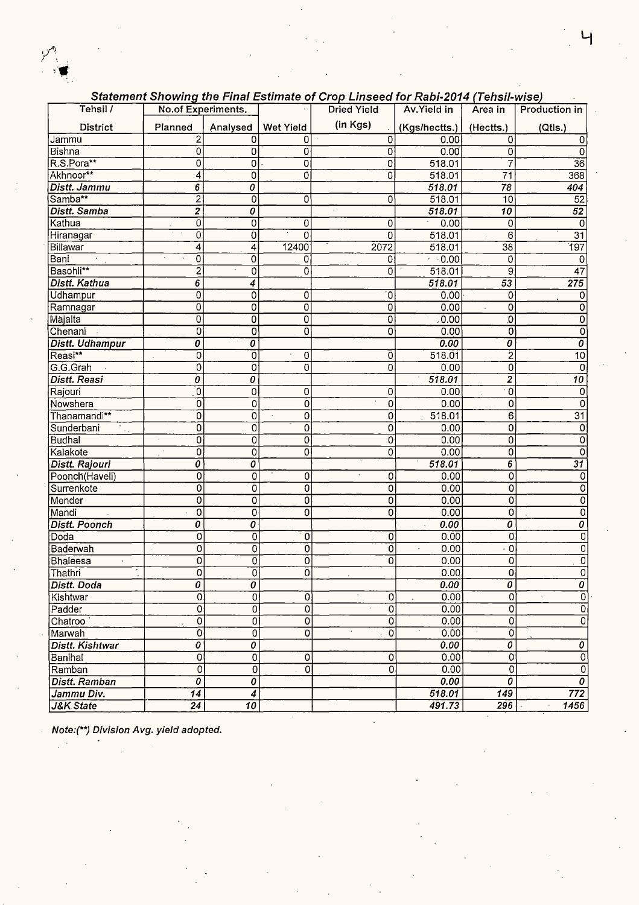### *Statement Showing the Final Estimate of Crop Linseed for Rabi-2014 (Tehsil-wise)*

| Tehsil / District | No.of Experiments. Planned | Analysed | Wet Yield | Dried Yield (in Kgs) | Av.Yield in (Kgs/hectts.) | Area in (Hectts.) | Production in (Qtls.) |
|---|---|---|---|---|---|---|---|
| Jammu | 2 | 0 | 0 | 0 | 0.00 | 0 | 0 |
| Bishna | 0 | 0 | 0 | 0 | 0.00 | 0 | 0 |
| R.S.Pora** | 0 | 0 | 0 | 0 | 518.01 | 7 | 36 |
| Akhnoor** | 4 | 0 | 0 | 0 | 518.01 | 71 | 368 |
| ***Distt. Jammu*** | ***6*** | ***0*** | | | ***518.01*** | ***78*** | ***404*** |
| Samba** | 2 | 0 | 0 | 0 | 518.01 | 10 | 52 |
| ***Distt. Samba*** | ***2*** | ***0*** | | | ***518.01*** | ***10*** | ***52*** |
| Kathua | 0 | 0 | 0 | 0 | 0.00 | 0 | 0 |
| Hiranagar | 0 | 0 | 0 | 0 | 518.01 | 6 | 31 |
| Billawar | 4 | 4 | 12400 | 2072 | 518.01 | 38 | 197 |
| Bani | 0 | 0 | 0 | 0 | 0.00 | 0 | 0 |
| Basohli** | 2 | 0 | 0 | 0 | 518.01 | 9 | 47 |
| ***Distt. Kathua*** | ***6*** | ***4*** | | | ***518.01*** | ***53*** | ***275*** |
| Udhampur | 0 | 0 | 0 | 0 | 0.00 | 0 | 0 |
| Ramnagar | 0 | 0 | 0 | 0 | 0.00 | 0 | 0 |
| Majalta | 0 | 0 | 0 | 0 | 0.00 | 0 | 0 |
| Chenani | 0 | 0 | 0 | 0 | 0.00 | 0 | 0 |
| ***Distt. Udhampur*** | ***0*** | ***0*** | | | ***0.00*** | ***0*** | ***0*** |
| Reasi** | 0 | 0 | 0 | 0 | 518.01 | 2 | 10 |
| G.G.Grah | 0 | 0 | 0 | 0 | 0.00 | 0 | 0 |
| ***Distt. Reasi*** | ***0*** | ***0*** | | | ***518.01*** | ***2*** | ***10*** |
| Rajouri | 0 | 0 | 0 | 0 | 0.00 | 0 | 0 |
| Nowshera | 0 | 0 | 0 | 0 | 0.00 | 0 | 0 |
| Thanamandi** | 0 | 0 | 0 | 0 | 518.01 | 6 | 31 |
| Sunderbani | 0 | 0 | 0 | 0 | 0.00 | 0 | 0 |
| Budhal | 0 | 0 | 0 | 0 | 0.00 | 0 | 0 |
| Kalakote | 0 | 0 | 0 | 0 | 0.00 | 0 | 0 |
| ***Distt. Rajouri*** | ***0*** | ***0*** | | | ***518.01*** | ***6*** | ***31*** |
| Poonch(Haveli) | 0 | 0 | 0 | 0 | 0.00 | 0 | 0 |
| Surrenkote | 0 | 0 | 0 | 0 | 0.00 | 0 | 0 |
| Mender | 0 | 0 | 0 | 0 | 0.00 | 0 | 0 |
| Mandi | 0 | 0 | 0 | 0 | 0.00 | 0 | 0 |
| ***Distt. Poonch*** | ***0*** | ***0*** | | | ***0.00*** | ***0*** | ***0*** |
| Doda | 0 | 0 | 0 | 0 | 0.00 | 0 | 0 |
| Baderwah | 0 | 0 | 0 | 0 | 0.00 | 0 | 0 |
| Bhaleesa | 0 | 0 | 0 | 0 | 0.00 | 0 | 0 |
| Thathri | 0 | 0 | 0 | | 0.00 | 0 | 0 |
| ***Distt. Doda*** | ***0*** | ***0*** | | | ***0.00*** | ***0*** | ***0*** |
| Kishtwar | 0 | 0 | 0 | 0 | 0.00 | 0 | 0 |
| Padder | 0 | 0 | 0 | 0 | 0.00 | 0 | 0 |
| Chatroo | 0 | 0 | 0 | 0 | 0.00 | 0 | 0 |
| Marwah | 0 | 0 | 0 | 0 | 0.00 | 0 | |
| ***Distt. Kishtwar*** | ***0*** | ***0*** | | | ***0.00*** | ***0*** | ***0*** |
| Banihal | 0 | 0 | 0 | 0 | 0.00 | 0 | 0 |
| Ramban | 0 | 0 | 0 | 0 | 0.00 | 0 | 0 |
| ***Distt. Ramban*** | ***0*** | ***0*** | | | ***0.00*** | ***0*** | ***0*** |
| ***Jammu Div.*** | ***14*** | ***4*** | | | ***518.01*** | ***149*** | ***772*** |
| ***J&K State*** | ***24*** | ***10*** | | | ***491.73*** | ***296*** | ***1456*** |

*Note:(**) Division Avg. yield adopted.*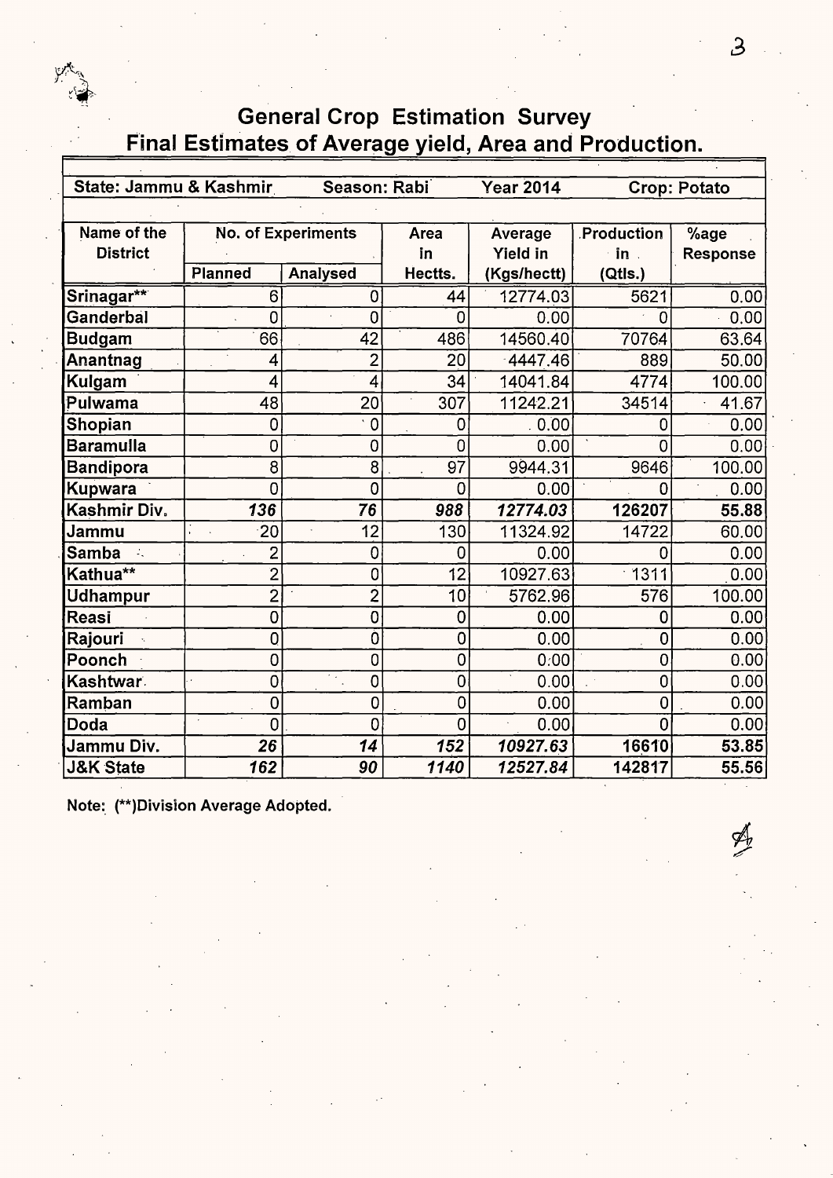## General Crop Estimation Survey

## Final Estimates of Average yield, Area and Production.

| State: Jammu & Kashmir | | Season: Rabi | | Year 2014 | Crop: Potato | |
|---|---|---|---|---|---|---|
| **Name of the District** | **No. of Experiments** | | **Area in Hectts.** | **Average Yield in (Kgs/hectt)** | **Production in (Qtls.)** | **%age Response** |
| | **Planned** | **Analysed** | | | | |
| **Srinagar**** | 6 | 0 | 44 | 12774.03 | 5621 | 0.00 |
| **Ganderbal** | 0 | 0 | 0 | 0.00 | 0 | 0.00 |
| **Budgam** | 66 | 42 | 486 | 14560.40 | 70764 | 63.64 |
| **Anantnag** | 4 | 2 | 20 | 4447.46 | 889 | 50.00 |
| **Kulgam** | 4 | 4 | 34 | 14041.84 | 4774 | 100.00 |
| **Pulwama** | 48 | 20 | 307 | 11242.21 | 34514 | 41.67 |
| **Shopian** | 0 | 0 | 0 | 0.00 | 0 | 0.00 |
| **Baramulla** | 0 | 0 | 0 | 0.00 | 0 | 0.00 |
| **Bandipora** | 8 | 8 | 97 | 9944.31 | 9646 | 100.00 |
| **Kupwara** | 0 | 0 | 0 | 0.00 | 0 | 0.00 |
| **Kashmir Div.** | ***136*** | ***76*** | ***988*** | ***12774.03*** | **126207** | **55.88** |
| **Jammu** | 20 | 12 | 130 | 11324.92 | 14722 | 60.00 |
| **Samba** | 2 | 0 | 0 | 0.00 | 0 | 0.00 |
| **Kathua**** | 2 | 0 | 12 | 10927.63 | 1311 | 0.00 |
| **Udhampur** | 2 | 2 | 10 | 5762.96 | 576 | 100.00 |
| **Reasi** | 0 | 0 | 0 | 0.00 | 0 | 0.00 |
| **Rajouri** | 0 | 0 | 0 | 0.00 | 0 | 0.00 |
| **Poonch** | 0 | 0 | 0 | 0.00 | 0 | 0.00 |
| **Kashtwar** | 0 | 0 | 0 | 0.00 | 0 | 0.00 |
| **Ramban** | 0 | 0 | 0 | 0.00 | 0 | 0.00 |
| **Doda** | 0 | 0 | 0 | 0.00 | 0 | 0.00 |
| **Jammu Div.** | ***26*** | ***14*** | ***152*** | ***10927.63*** | **16610** | **53.85** |
| **J&K State** | ***162*** | ***90*** | ***1140*** | ***12527.84*** | **142817** | **55.56** |

**Note: (**)Division Average Adopted.**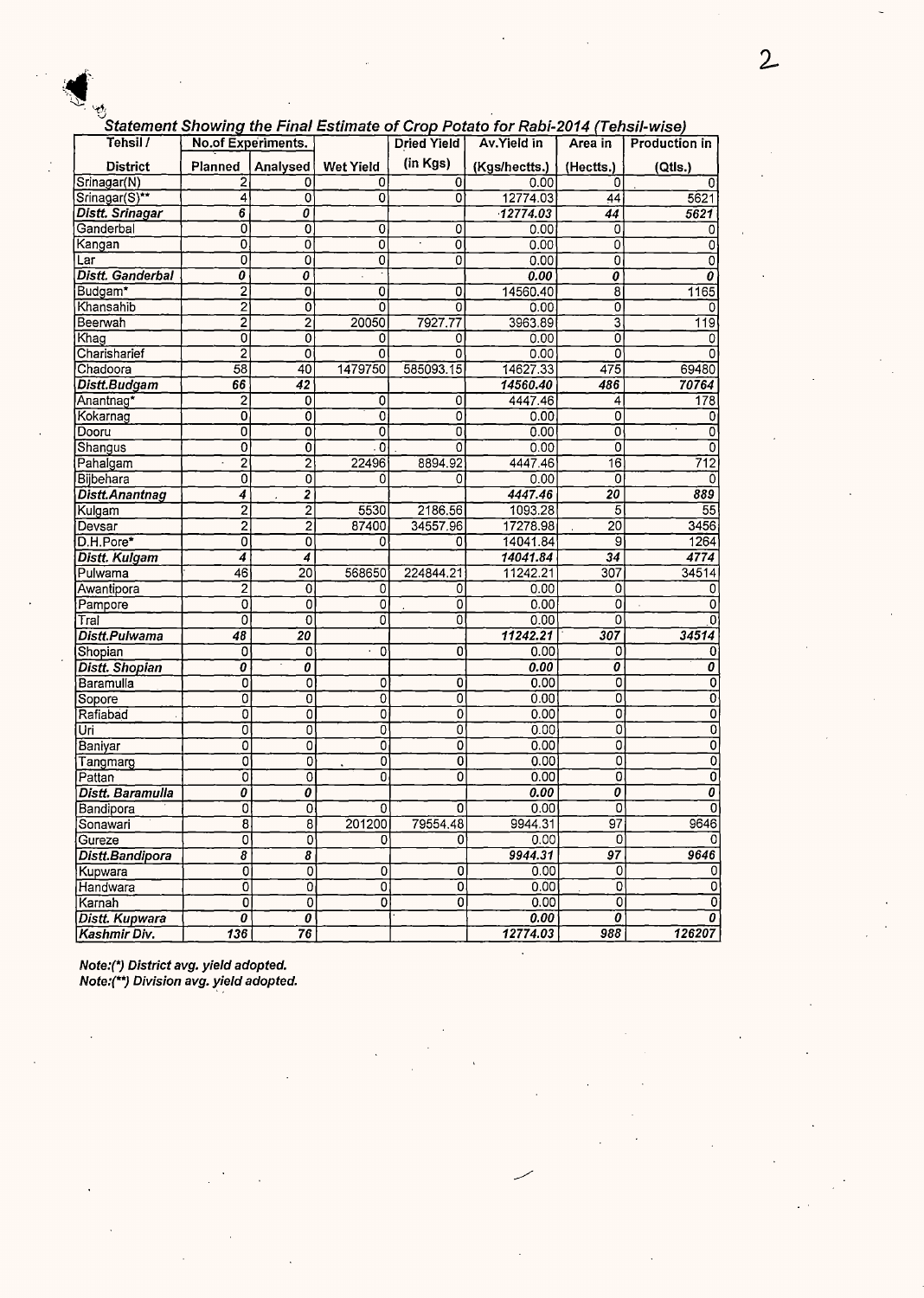### *Statement Showing the Final Estimate of Crop Potato for Rabi-2014 (Tehsil-wise)*

| Tehsil / District | No.of Experiments. Planned | Analysed | Wet Yield | Dried Yield (in Kgs) | Av.Yield in (Kgs/hectts.) | Area in (Hectts.) | Production in (Qtls.) |
|---|---|---|---|---|---|---|---|
| Srinagar(N) | 2 | 0 | 0 | 0 | 0.00 | 0 | 0 |
| Srinagar(S)** | 4 | 0 | 0 | 0 | 12774.03 | 44 | 5621 |
| ***Distt. Srinagar*** | ***6*** | ***0*** | | | ***12774.03*** | ***44*** | ***5621*** |
| Ganderbal | 0 | 0 | 0 | 0 | 0.00 | 0 | 0 |
| Kangan | 0 | 0 | 0 | 0 | 0.00 | 0 | 0 |
| Lar | 0 | 0 | 0 | 0 | 0.00 | 0 | 0 |
| ***Distt. Ganderbal*** | ***0*** | ***0*** | | | ***0.00*** | ***0*** | ***0*** |
| Budgam* | 2 | 0 | 0 | 0 | 14560.40 | 8 | 1165 |
| Khansahib | 2 | 0 | 0 | 0 | 0.00 | 0 | 0 |
| Beerwah | 2 | 2 | 20050 | 7927.77 | 3963.89 | 3 | 119 |
| Khag | 0 | 0 | 0 | 0 | 0.00 | 0 | 0 |
| Charisharief | 2 | 0 | 0 | 0 | 0.00 | 0 | 0 |
| Chadoora | 58 | 40 | 1479750 | 585093.15 | 14627.33 | 475 | 69480 |
| ***Distt.Budgam*** | ***66*** | ***42*** | | | ***14560.40*** | ***486*** | ***70764*** |
| Anantnag* | 2 | 0 | 0 | 0 | 4447.46 | 4 | 178 |
| Kokarnag | 0 | 0 | 0 | 0 | 0.00 | 0 | 0 |
| Dooru | 0 | 0 | 0 | 0 | 0.00 | 0 | 0 |
| Shangus | 0 | 0 | 0 | 0 | 0.00 | 0 | 0 |
| Pahalgam | 2 | 2 | 22496 | 8894.92 | 4447.46 | 16 | 712 |
| Bijbehara | 0 | 0 | 0 | 0 | 0.00 | 0 | 0 |
| ***Distt.Anantnag*** | ***4*** | ***2*** | | | ***4447.46*** | ***20*** | ***889*** |
| Kulgam | 2 | 2 | 5530 | 2186.56 | 1093.28 | 5 | 55 |
| Devsar | 2 | 2 | 87400 | 34557.96 | 17278.98 | 20 | 3456 |
| D.H.Pore* | 0 | 0 | 0 | 0 | 14041.84 | 9 | 1264 |
| ***Distt. Kulgam*** | ***4*** | ***4*** | | | ***14041.84*** | ***34*** | ***4774*** |
| Pulwama | 46 | 20 | 568650 | 224844.21 | 11242.21 | 307 | 34514 |
| Awantipora | 2 | 0 | 0 | 0 | 0.00 | 0 | 0 |
| Pampore | 0 | 0 | 0 | 0 | 0.00 | 0 | 0 |
| Tral | 0 | 0 | 0 | 0 | 0.00 | 0 | 0 |
| ***Distt.Pulwama*** | ***48*** | ***20*** | | | ***11242.21*** | ***307*** | ***34514*** |
| Shopian | 0 | 0 | 0 | 0 | 0.00 | 0 | 0 |
| ***Distt. Shopian*** | ***0*** | ***0*** | | | ***0.00*** | ***0*** | ***0*** |
| Baramulla | 0 | 0 | 0 | 0 | 0.00 | 0 | 0 |
| Sopore | 0 | 0 | 0 | 0 | 0.00 | 0 | 0 |
| Rafiabad | 0 | 0 | 0 | 0 | 0.00 | 0 | 0 |
| Uri | 0 | 0 | 0 | 0 | 0.00 | 0 | 0 |
| Baniyar | 0 | 0 | 0 | 0 | 0.00 | 0 | 0 |
| Tangmarg | 0 | 0 | 0 | 0 | 0.00 | 0 | 0 |
| Pattan | 0 | 0 | 0 | 0 | 0.00 | 0 | 0 |
| ***Distt. Baramulla*** | ***0*** | ***0*** | | | ***0.00*** | ***0*** | ***0*** |
| Bandipora | 0 | 0 | 0 | 0 | 0.00 | 0 | 0 |
| Sonawari | 8 | 8 | 201200 | 79554.48 | 9944.31 | 97 | 9646 |
| Gureze | 0 | 0 | 0 | 0 | 0.00 | 0 | 0 |
| ***Distt.Bandipora*** | ***8*** | ***8*** | | | ***9944.31*** | ***97*** | ***9646*** |
| Kupwara | 0 | 0 | 0 | 0 | 0.00 | 0 | 0 |
| Handwara | 0 | 0 | 0 | 0 | 0.00 | 0 | 0 |
| Karnah | 0 | 0 | 0 | 0 | 0.00 | 0 | 0 |
| ***Distt. Kupwara*** | ***0*** | ***0*** | | | ***0.00*** | ***0*** | ***0*** |
| ***Kashmir Div.*** | ***136*** | ***76*** | | | ***12774.03*** | ***988*** | ***126207*** |

***Note:(\*) District avg. yield adopted.***
***Note:(\*\*) Division avg. yield adopted.***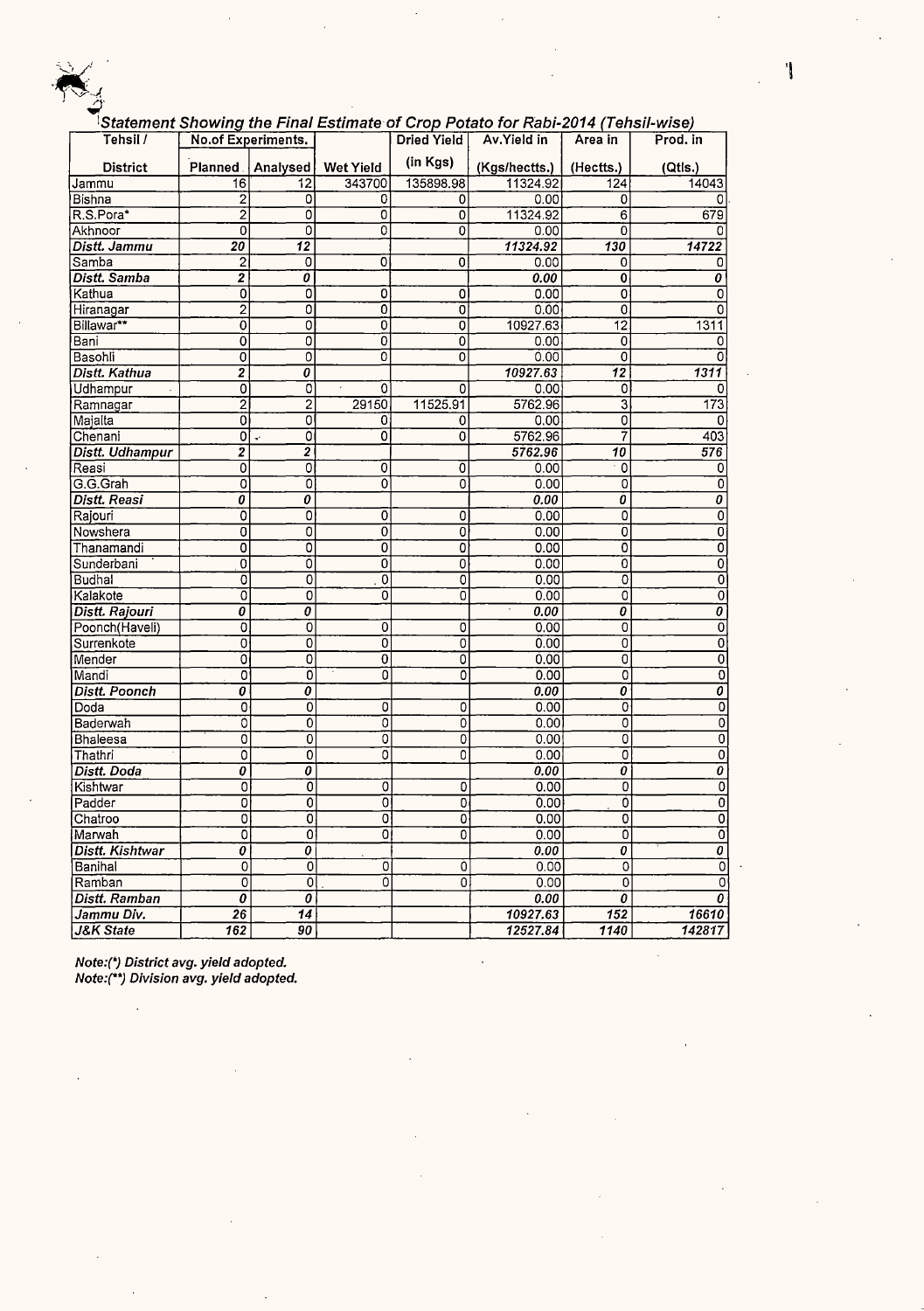*Statement Showing the Final Estimate of Crop Potato for Rabi-2014 (Tehsil-wise)*

| Tehsil / District | No.of Experiments. Planned | Analysed | Wet Yield | Dried Yield (in Kgs) | Av.Yield in (Kgs/hectts.) | Area in (Hectts.) | Prod. in (Qtls.) |
|---|---|---|---|---|---|---|---|
| Jammu | 16 | 12 | 343700 | 135898.98 | 11324.92 | 124 | 14043 |
| Bishna | 2 | 0 | 0 | 0 | 0.00 | 0 | 0 |
| R.S.Pora* | 2 | 0 | 0 | 0 | 11324.92 | 6 | 679 |
| Akhnoor | 0 | 0 | 0 | 0 | 0.00 | 0 | 0 |
| ***Distt. Jammu*** | ***20*** | ***12*** | | | ***11324.92*** | ***130*** | ***14722*** |
| Samba | 2 | 0 | 0 | 0 | 0.00 | 0 | 0 |
| ***Distt. Samba*** | ***2*** | ***0*** | | | ***0.00*** | ***0*** | ***0*** |
| Kathua | 0 | 0 | 0 | 0 | 0.00 | 0 | 0 |
| Hiranagar | 2 | 0 | 0 | 0 | 0.00 | 0 | 0 |
| Billawar** | 0 | 0 | 0 | 0 | 10927.63 | 12 | 1311 |
| Bani | 0 | 0 | 0 | 0 | 0.00 | 0 | 0 |
| Basohli | 0 | 0 | 0 | 0 | 0.00 | 0 | 0 |
| ***Distt. Kathua*** | ***2*** | ***0*** | | | ***10927.63*** | ***12*** | ***1311*** |
| Udhampur | 0 | 0 | 0 | 0 | 0.00 | 0 | 0 |
| Ramnagar | 2 | 2 | 29150 | 11525.91 | 5762.96 | 3 | 173 |
| Majalta | 0 | 0 | 0 | 0 | 0.00 | 0 | 0 |
| Chenani | 0 | 0 | 0 | 0 | 5762.96 | 7 | 403 |
| ***Distt. Udhampur*** | ***2*** | ***2*** | | | ***5762.96*** | ***10*** | ***576*** |
| Reasi | 0 | 0 | 0 | 0 | 0.00 | 0 | 0 |
| G.G.Grah | 0 | 0 | 0 | 0 | 0.00 | 0 | 0 |
| ***Distt. Reasi*** | ***0*** | ***0*** | | | ***0.00*** | ***0*** | ***0*** |
| Rajouri | 0 | 0 | 0 | 0 | 0.00 | 0 | 0 |
| Nowshera | 0 | 0 | 0 | 0 | 0.00 | 0 | 0 |
| Thanamandi | 0 | 0 | 0 | 0 | 0.00 | 0 | 0 |
| Sunderbani | 0 | 0 | 0 | 0 | 0.00 | 0 | 0 |
| Budhal | 0 | 0 | 0 | 0 | 0.00 | 0 | 0 |
| Kalakote | 0 | 0 | 0 | 0 | 0.00 | 0 | 0 |
| ***Distt. Rajouri*** | ***0*** | ***0*** | | | ***0.00*** | ***0*** | ***0*** |
| Poonch(Haveli) | 0 | 0 | 0 | 0 | 0.00 | 0 | 0 |
| Surrenkote | 0 | 0 | 0 | 0 | 0.00 | 0 | 0 |
| Mender | 0 | 0 | 0 | 0 | 0.00 | 0 | 0 |
| Mandi | 0 | 0 | 0 | 0 | 0.00 | 0 | 0 |
| ***Distt. Poonch*** | ***0*** | ***0*** | | | ***0.00*** | ***0*** | ***0*** |
| Doda | 0 | 0 | 0 | 0 | 0.00 | 0 | 0 |
| Baderwah | 0 | 0 | 0 | 0 | 0.00 | 0 | 0 |
| Bhaleesa | 0 | 0 | 0 | 0 | 0.00 | 0 | 0 |
| Thathri | 0 | 0 | 0 | 0 | 0.00 | 0 | 0 |
| ***Distt. Doda*** | ***0*** | ***0*** | | | ***0.00*** | ***0*** | ***0*** |
| Kishtwar | 0 | 0 | 0 | 0 | 0.00 | 0 | 0 |
| Padder | 0 | 0 | 0 | 0 | 0.00 | 0 | 0 |
| Chatroo | 0 | 0 | 0 | 0 | 0.00 | 0 | 0 |
| Marwah | 0 | 0 | 0 | 0 | 0.00 | 0 | 0 |
| ***Distt. Kishtwar*** | ***0*** | ***0*** | | | ***0.00*** | ***0*** | ***0*** |
| Banihal | 0 | 0 | 0 | 0 | 0.00 | 0 | 0 |
| Ramban | 0 | 0 | 0 | 0 | 0.00 | 0 | 0 |
| ***Distt. Ramban*** | ***0*** | ***0*** | | | ***0.00*** | ***0*** | ***0*** |
| ***Jammu Div.*** | ***26*** | ***14*** | | | ***10927.63*** | ***152*** | ***16610*** |
| ***J&K State*** | ***162*** | ***90*** | | | ***12527.84*** | ***1140*** | ***142817*** |

*Note:(*) District avg. yield adopted.*
*Note:(**) Division avg. yield adopted.*